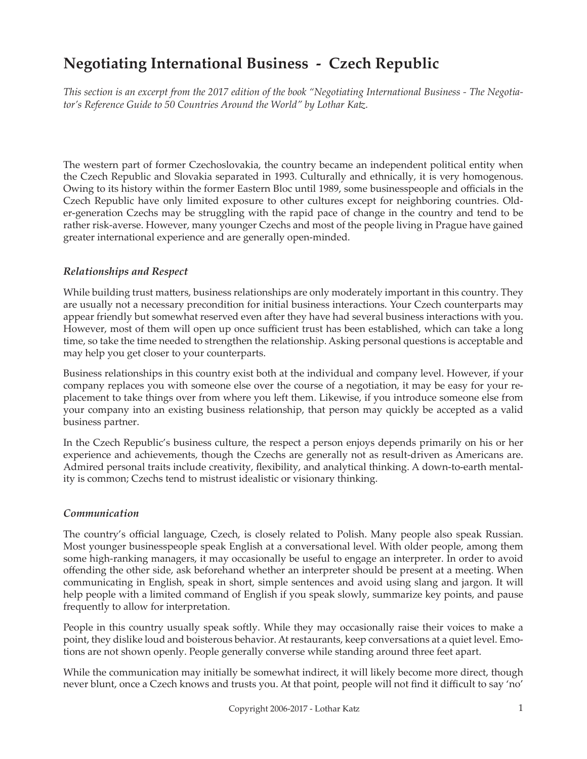# Negotiating International Business - Czech Republic

*This section is an excerpt from the 2017 edition of the book "Negotiating International Business - The Negotiator's Reference Guide to 50 Countries Around the World" by Lothar Katz.*

The western part of former Czechoslovakia, the country became an independent political entity when the Czech Republic and Slovakia separated in 1993. Culturally and ethnically, it is very homogenous. Owing to its history within the former Eastern Bloc until 1989, some businesspeople and officials in the Czech Republic have only limited exposure to other cultures except for neighboring countries. Older-generation Czechs may be struggling with the rapid pace of change in the country and tend to be rather risk-averse. However, many younger Czechs and most of the people living in Prague have gained greater international experience and are generally open-minded.

### *Relationships and Respect*

While building trust matters, business relationships are only moderately important in this country. They are usually not a necessary precondition for initial business interactions. Your Czech counterparts may appear friendly but somewhat reserved even after they have had several business interactions with you. However, most of them will open up once sufficient trust has been established, which can take a long time, so take the time needed to strengthen the relationship. Asking personal questions is acceptable and may help you get closer to your counterparts.

Business relationships in this country exist both at the individual and company level. However, if your company replaces you with someone else over the course of a negotiation, it may be easy for your replacement to take things over from where you left them. Likewise, if you introduce someone else from your company into an existing business relationship, that person may quickly be accepted as a valid business partner.

In the Czech Republic's business culture, the respect a person enjoys depends primarily on his or her experience and achievements, though the Czechs are generally not as result-driven as Americans are. Admired personal traits include creativity, flexibility, and analytical thinking. A down-to-earth mentality is common; Czechs tend to mistrust idealistic or visionary thinking.

### *Communication*

The country's official language, Czech, is closely related to Polish. Many people also speak Russian. Most younger businesspeople speak English at a conversational level. With older people, among them some high-ranking managers, it may occasionally be useful to engage an interpreter. In order to avoid offending the other side, ask beforehand whether an interpreter should be present at a meeting. When communicating in English, speak in short, simple sentences and avoid using slang and jargon. It will help people with a limited command of English if you speak slowly, summarize key points, and pause frequently to allow for interpretation.

People in this country usually speak softly. While they may occasionally raise their voices to make a point, they dislike loud and boisterous behavior. At restaurants, keep conversations at a quiet level. Emotions are not shown openly. People generally converse while standing around three feet apart.

While the communication may initially be somewhat indirect, it will likely become more direct, though never blunt, once a Czech knows and trusts you. At that point, people will not find it difficult to say 'no'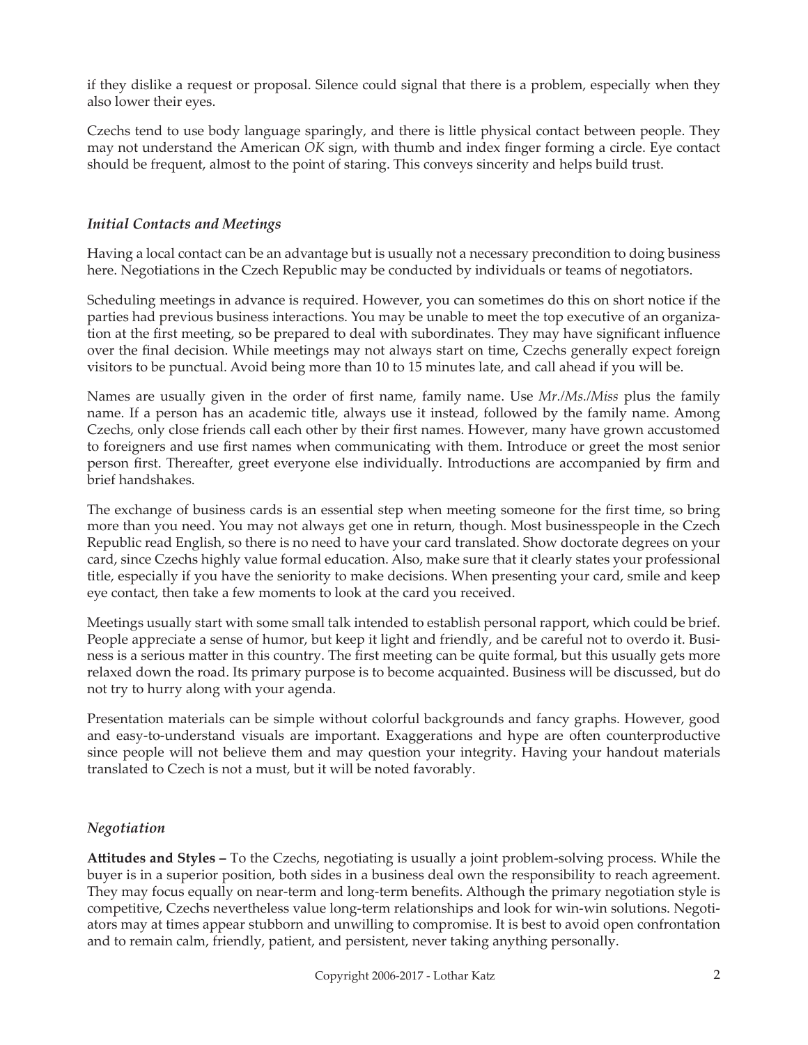if they dislike a request or proposal. Silence could signal that there is a problem, especially when they also lower their eyes.

Czechs tend to use body language sparingly, and there is little physical contact between people. They may not understand the American *OK* sign, with thumb and index finger forming a circle. Eye contact should be frequent, almost to the point of staring. This conveys sincerity and helps build trust.

### *Initial Contacts and Meetings*

Having a local contact can be an advantage but is usually not a necessary precondition to doing business here. Negotiations in the Czech Republic may be conducted by individuals or teams of negotiators.

Scheduling meetings in advance is required. However, you can sometimes do this on short notice if the parties had previous business interactions. You may be unable to meet the top executive of an organization at the first meeting, so be prepared to deal with subordinates. They may have significant influence over the final decision. While meetings may not always start on time, Czechs generally expect foreign visitors to be punctual. Avoid being more than 10 to 15 minutes late, and call ahead if you will be.

Names are usually given in the order of first name, family name. Use *Mr./Ms./Miss* plus the family name. If a person has an academic title, always use it instead, followed by the family name. Among Czechs, only close friends call each other by their first names. However, many have grown accustomed to foreigners and use first names when communicating with them. Introduce or greet the most senior person first. Thereafter, greet everyone else individually. Introductions are accompanied by firm and brief handshakes.

The exchange of business cards is an essential step when meeting someone for the first time, so bring more than you need. You may not always get one in return, though. Most businesspeople in the Czech Republic read English, so there is no need to have your card translated. Show doctorate degrees on your card, since Czechs highly value formal education. Also, make sure that it clearly states your professional title, especially if you have the seniority to make decisions. When presenting your card, smile and keep eye contact, then take a few moments to look at the card you received.

Meetings usually start with some small talk intended to establish personal rapport, which could be brief. People appreciate a sense of humor, but keep it light and friendly, and be careful not to overdo it. Business is a serious matter in this country. The first meeting can be quite formal, but this usually gets more relaxed down the road. Its primary purpose is to become acquainted. Business will be discussed, but do not try to hurry along with your agenda.

Presentation materials can be simple without colorful backgrounds and fancy graphs. However, good and easy-to-understand visuals are important. Exaggerations and hype are often counterproductive since people will not believe them and may question your integrity. Having your handout materials translated to Czech is not a must, but it will be noted favorably.

### *Negotiation*

**Attitudes and Styles –** To the Czechs, negotiating is usually a joint problem-solving process. While the buyer is in a superior position, both sides in a business deal own the responsibility to reach agreement. They may focus equally on near-term and long-term benefits. Although the primary negotiation style is competitive, Czechs nevertheless value long-term relationships and look for win-win solutions. Negotiators may at times appear stubborn and unwilling to compromise. It is best to avoid open confrontation and to remain calm, friendly, patient, and persistent, never taking anything personally.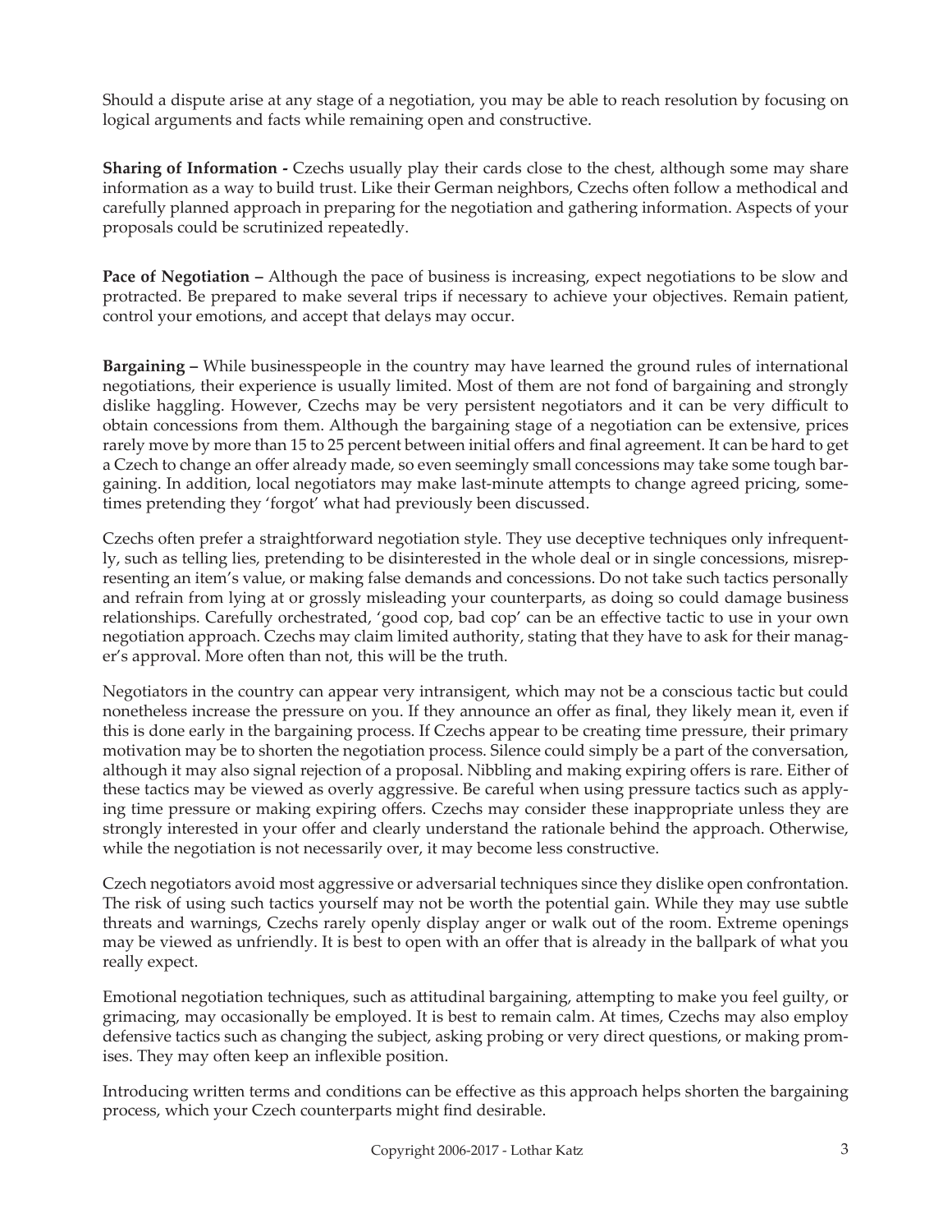Should a dispute arise at any stage of a negotiation, you may be able to reach resolution by focusing on logical arguments and facts while remaining open and constructive.

**Sharing of Information -** Czechs usually play their cards close to the chest, although some may share information as a way to build trust. Like their German neighbors, Czechs often follow a methodical and carefully planned approach in preparing for the negotiation and gathering information. Aspects of your proposals could be scrutinized repeatedly.

**Pace of Negotiation –** Although the pace of business is increasing, expect negotiations to be slow and protracted. Be prepared to make several trips if necessary to achieve your objectives. Remain patient, control your emotions, and accept that delays may occur.

**Bargaining –** While businesspeople in the country may have learned the ground rules of international negotiations, their experience is usually limited. Most of them are not fond of bargaining and strongly dislike haggling. However, Czechs may be very persistent negotiators and it can be very difficult to obtain concessions from them. Although the bargaining stage of a negotiation can be extensive, prices rarely move by more than 15 to 25 percent between initial offers and final agreement. It can be hard to get a Czech to change an offer already made, so even seemingly small concessions may take some tough bargaining. In addition, local negotiators may make last-minute attempts to change agreed pricing, sometimes pretending they 'forgot' what had previously been discussed.

Czechs often prefer a straightforward negotiation style. They use deceptive techniques only infrequently, such as telling lies, pretending to be disinterested in the whole deal or in single concessions, misrepresenting an item's value, or making false demands and concessions. Do not take such tactics personally and refrain from lying at or grossly misleading your counterparts, as doing so could damage business relationships. Carefully orchestrated, 'good cop, bad cop' can be an effective tactic to use in your own negotiation approach. Czechs may claim limited authority, stating that they have to ask for their manager's approval. More often than not, this will be the truth.

Negotiators in the country can appear very intransigent, which may not be a conscious tactic but could nonetheless increase the pressure on you. If they announce an offer as final, they likely mean it, even if this is done early in the bargaining process. If Czechs appear to be creating time pressure, their primary motivation may be to shorten the negotiation process. Silence could simply be a part of the conversation, although it may also signal rejection of a proposal. Nibbling and making expiring offers is rare. Either of these tactics may be viewed as overly aggressive. Be careful when using pressure tactics such as applying time pressure or making expiring offers. Czechs may consider these inappropriate unless they are strongly interested in your offer and clearly understand the rationale behind the approach. Otherwise, while the negotiation is not necessarily over, it may become less constructive.

Czech negotiators avoid most aggressive or adversarial techniques since they dislike open confrontation. The risk of using such tactics yourself may not be worth the potential gain. While they may use subtle threats and warnings, Czechs rarely openly display anger or walk out of the room. Extreme openings may be viewed as unfriendly. It is best to open with an offer that is already in the ballpark of what you really expect.

Emotional negotiation techniques, such as attitudinal bargaining, attempting to make you feel guilty, or grimacing, may occasionally be employed. It is best to remain calm. At times, Czechs may also employ defensive tactics such as changing the subject, asking probing or very direct questions, or making promises. They may often keep an inflexible position.

Introducing written terms and conditions can be effective as this approach helps shorten the bargaining process, which your Czech counterparts might find desirable.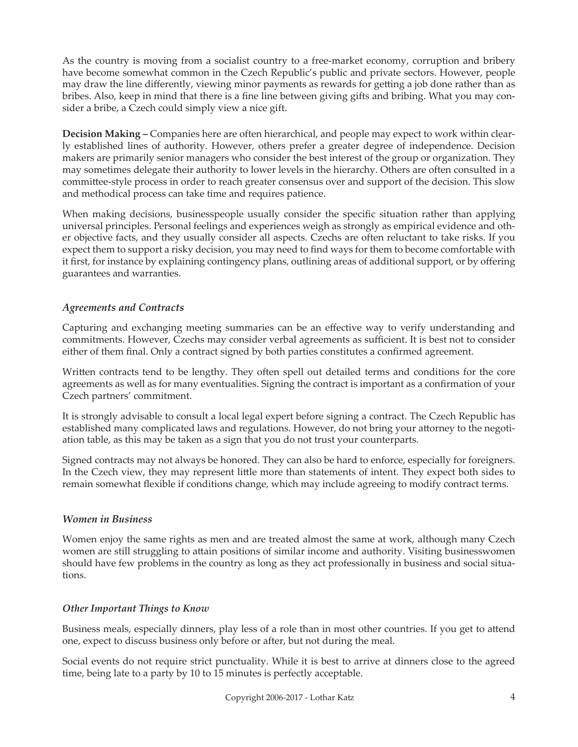As the country is moving from a socialist country to a free-market economy, corruption and bribery have become somewhat common in the Czech Republic's public and private sectors. However, people may draw the line differently, viewing minor payments as rewards for getting a job done rather than as bribes. Also, keep in mind that there is a fine line between giving gifts and bribing. What you may consider a bribe, a Czech could simply view a nice gift.

**Decision Making –** Companies here are often hierarchical, and people may expect to work within clearly established lines of authority. However, others prefer a greater degree of independence. Decision makers are primarily senior managers who consider the best interest of the group or organization. They may sometimes delegate their authority to lower levels in the hierarchy. Others are often consulted in a committee-style process in order to reach greater consensus over and support of the decision. This slow and methodical process can take time and requires patience.

When making decisions, businesspeople usually consider the specific situation rather than applying universal principles. Personal feelings and experiences weigh as strongly as empirical evidence and other objective facts, and they usually consider all aspects. Czechs are often reluctant to take risks. If you expect them to support a risky decision, you may need to find ways for them to become comfortable with it first, for instance by explaining contingency plans, outlining areas of additional support, or by offering guarantees and warranties.

### *Agreements and Contracts*

Capturing and exchanging meeting summaries can be an effective way to verify understanding and commitments. However, Czechs may consider verbal agreements as sufficient. It is best not to consider either of them final. Only a contract signed by both parties constitutes a confirmed agreement.

Written contracts tend to be lengthy. They often spell out detailed terms and conditions for the core agreements as well as for many eventualities. Signing the contract is important as a confirmation of your Czech partners' commitment.

It is strongly advisable to consult a local legal expert before signing a contract. The Czech Republic has established many complicated laws and regulations. However, do not bring your attorney to the negotiation table, as this may be taken as a sign that you do not trust your counterparts.

Signed contracts may not always be honored. They can also be hard to enforce, especially for foreigners. In the Czech view, they may represent little more than statements of intent. They expect both sides to remain somewhat flexible if conditions change, which may include agreeing to modify contract terms.

### *Women in Business*

Women enjoy the same rights as men and are treated almost the same at work, although many Czech women are still struggling to attain positions of similar income and authority. Visiting businesswomen should have few problems in the country as long as they act professionally in business and social situations.

### *Other Important Things to Know*

Business meals, especially dinners, play less of a role than in most other countries. If you get to attend one, expect to discuss business only before or after, but not during the meal.

Social events do not require strict punctuality. While it is best to arrive at dinners close to the agreed time, being late to a party by 10 to 15 minutes is perfectly acceptable.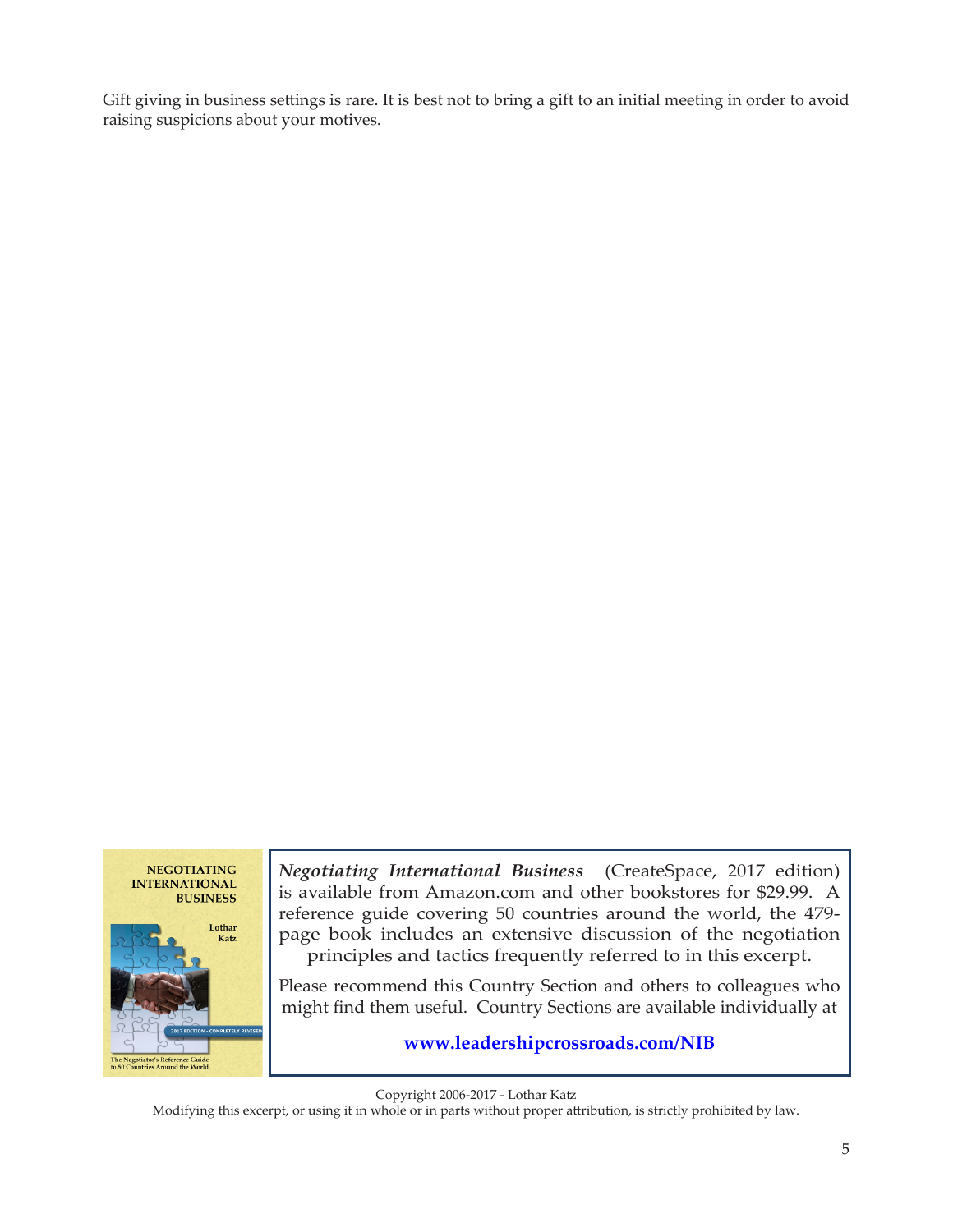Gift giving in business settings is rare. It is best not to bring a gift to an initial meeting in order to avoid raising suspicions about your motives.

*Negotiating International Business* (CreateSpace, 2017 edition) is available from Amazon.com and other bookstores for $29.99. A reference guide covering 50 countries around the world, the 479-page book includes an extensive discussion of the negotiation principles and tactics frequently referred to in this excerpt.

Please recommend this Country Section and others to colleagues who might find them useful. Country Sections are available individually at

**www.leadershipcrossroads.com/NIB**

Copyright 2006-2017 - Lothar Katz
Modifying this excerpt, or using it in whole or in parts without proper attribution, is strictly prohibited by law.